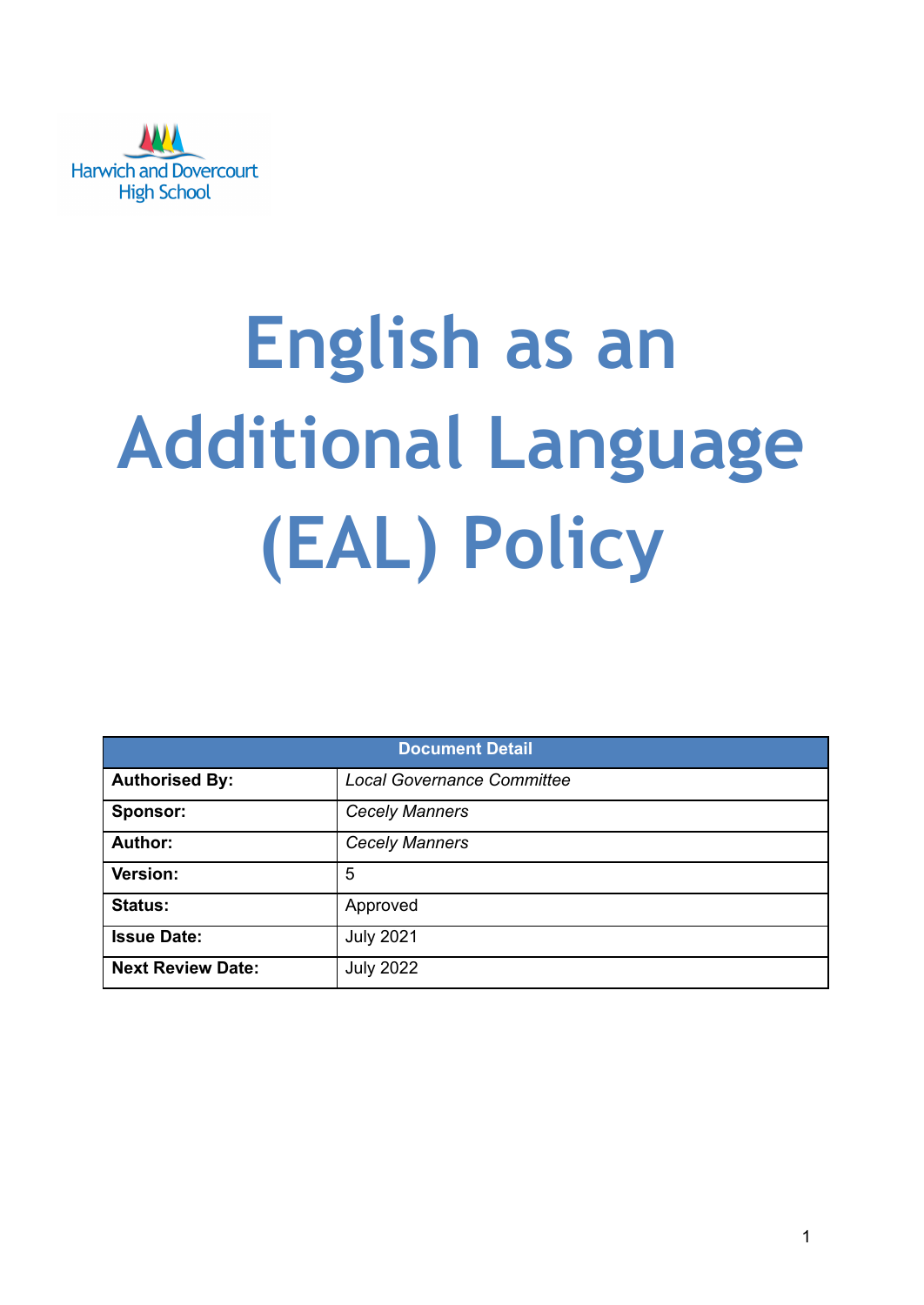Harwich and Dovercourt High School

# English as an Additional Language (EAL) Policy

| Document Detail | |
|---|---|
| **Authorised By:** | *Local Governance Committee* |
| **Sponsor:** | *Cecely Manners* |
| **Author:** | *Cecely Manners* |
| **Version:** | 5 |
| **Status:** | Approved |
| **Issue Date:** | July 2021 |
| **Next Review Date:** | July 2022 |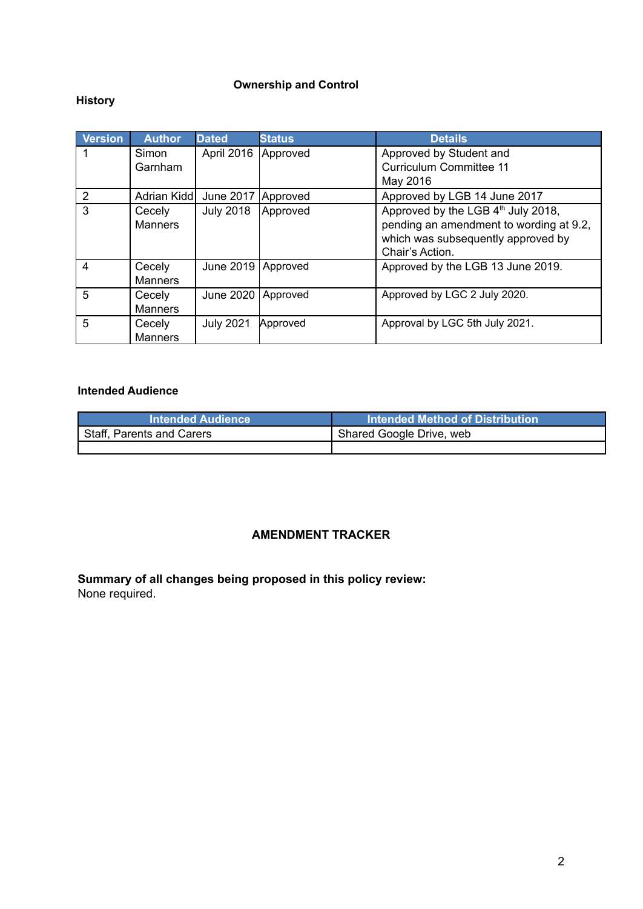## Ownership and Control

### History

| Version | Author | Dated | Status | Details |
|---|---|---|---|---|
| 1 | Simon Garnham | April 2016 | Approved | Approved by Student and Curriculum Committee 11 May 2016 |
| 2 | Adrian Kidd | June 2017 | Approved | Approved by LGB 14 June 2017 |
| 3 | Cecely Manners | July 2018 | Approved | Approved by the LGB 4th July 2018, pending an amendment to wording at 9.2, which was subsequently approved by Chair's Action. |
| 4 | Cecely Manners | June 2019 | Approved | Approved by the LGB 13 June 2019. |
| 5 | Cecely Manners | June 2020 | Approved | Approved by LGC 2 July 2020. |
| 5 | Cecely Manners | July 2021 | Approved | Approval by LGC 5th July 2021. |

### Intended Audience

| Intended Audience | Intended Method of Distribution |
|---|---|
| Staff, Parents and Carers | Shared Google Drive, web |
| | |

## AMENDMENT TRACKER

**Summary of all changes being proposed in this policy review:**
None required.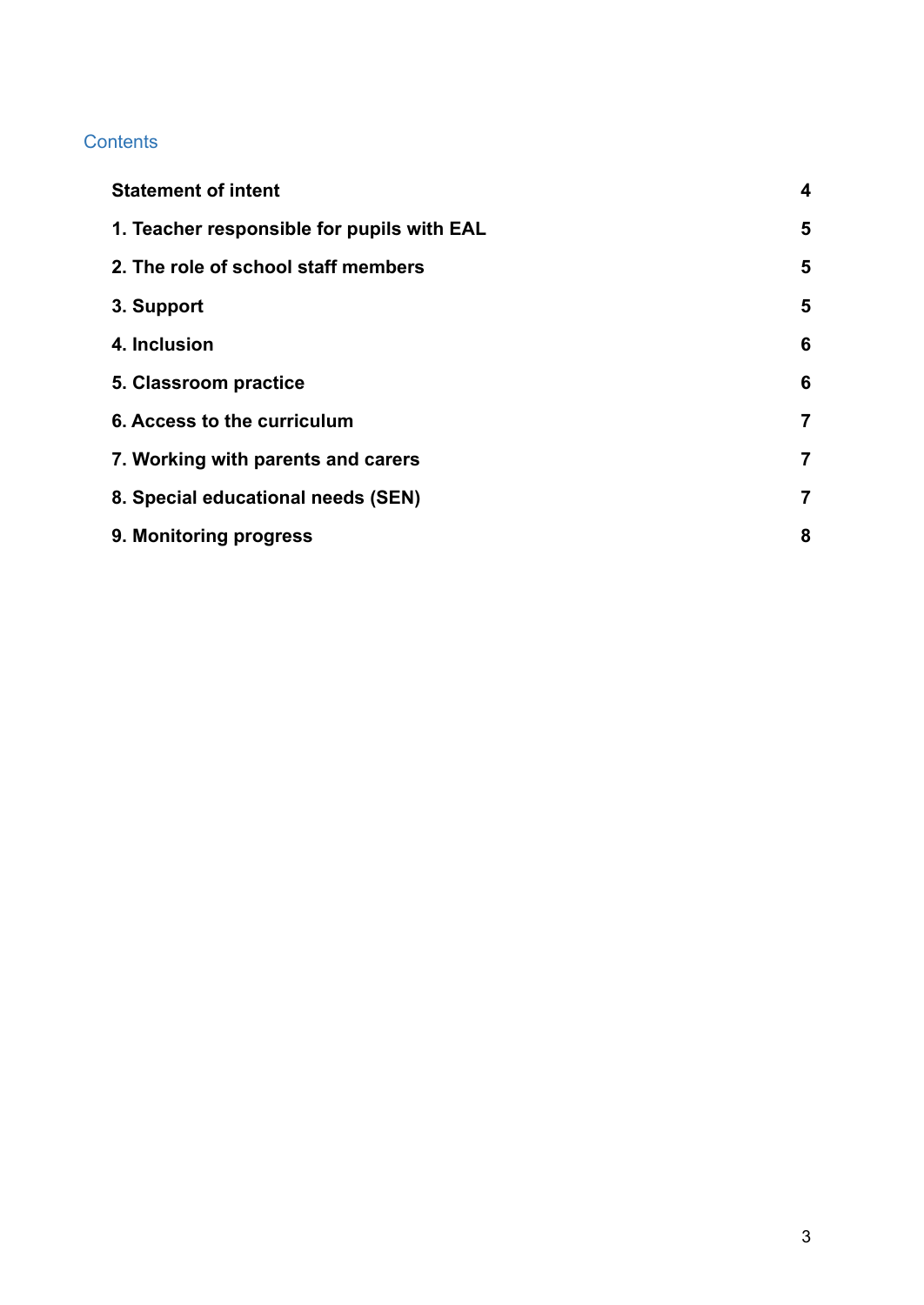## Contents

| | |
|---|---|
| **Statement of intent** | **4** |
| **1. Teacher responsible for pupils with EAL** | **5** |
| **2. The role of school staff members** | **5** |
| **3. Support** | **5** |
| **4. Inclusion** | **6** |
| **5. Classroom practice** | **6** |
| **6. Access to the curriculum** | **7** |
| **7. Working with parents and carers** | **7** |
| **8. Special educational needs (SEN)** | **7** |
| **9. Monitoring progress** | **8** |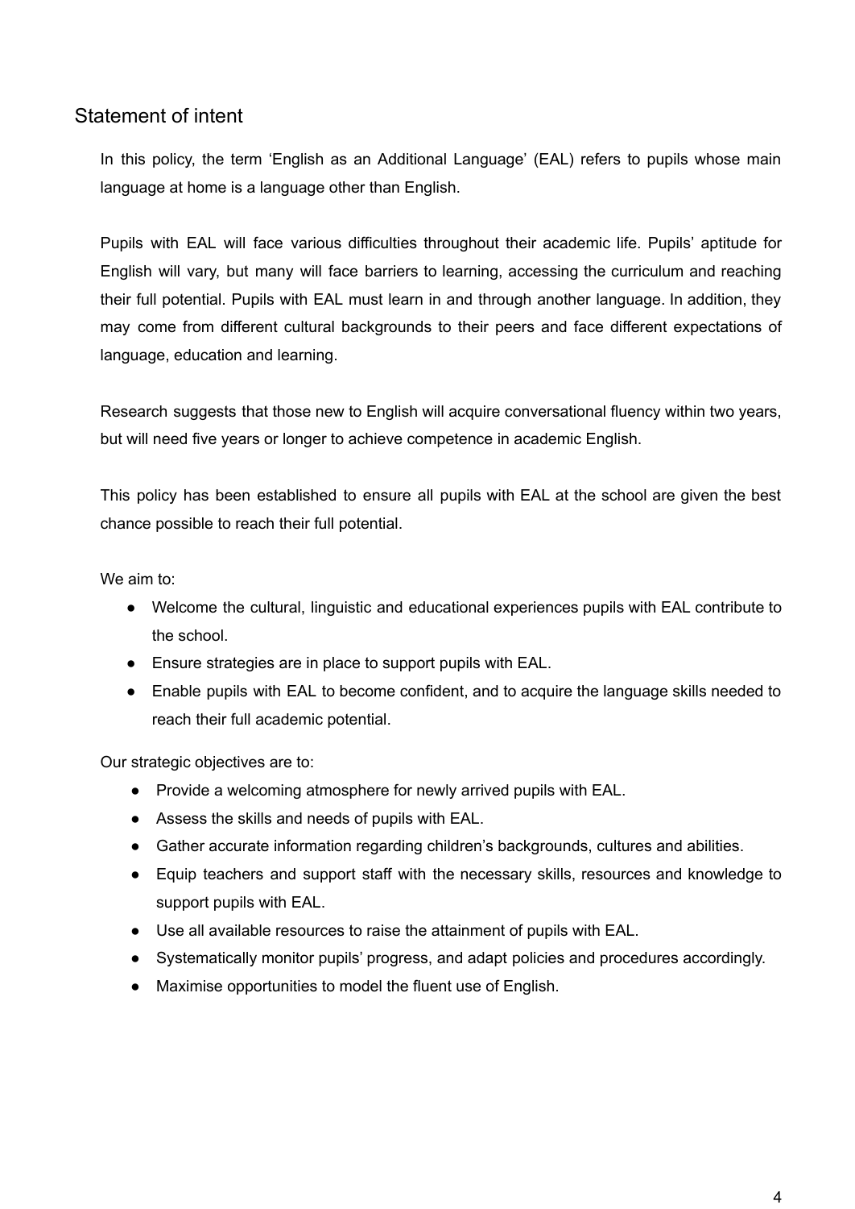## Statement of intent

In this policy, the term 'English as an Additional Language' (EAL) refers to pupils whose main language at home is a language other than English.

Pupils with EAL will face various difficulties throughout their academic life. Pupils' aptitude for English will vary, but many will face barriers to learning, accessing the curriculum and reaching their full potential. Pupils with EAL must learn in and through another language. In addition, they may come from different cultural backgrounds to their peers and face different expectations of language, education and learning.

Research suggests that those new to English will acquire conversational fluency within two years, but will need five years or longer to achieve competence in academic English.

This policy has been established to ensure all pupils with EAL at the school are given the best chance possible to reach their full potential.

We aim to:

- Welcome the cultural, linguistic and educational experiences pupils with EAL contribute to the school.
- Ensure strategies are in place to support pupils with EAL.
- Enable pupils with EAL to become confident, and to acquire the language skills needed to reach their full academic potential.

Our strategic objectives are to:

- Provide a welcoming atmosphere for newly arrived pupils with EAL.
- Assess the skills and needs of pupils with EAL.
- Gather accurate information regarding children's backgrounds, cultures and abilities.
- Equip teachers and support staff with the necessary skills, resources and knowledge to support pupils with EAL.
- Use all available resources to raise the attainment of pupils with EAL.
- Systematically monitor pupils' progress, and adapt policies and procedures accordingly.
- Maximise opportunities to model the fluent use of English.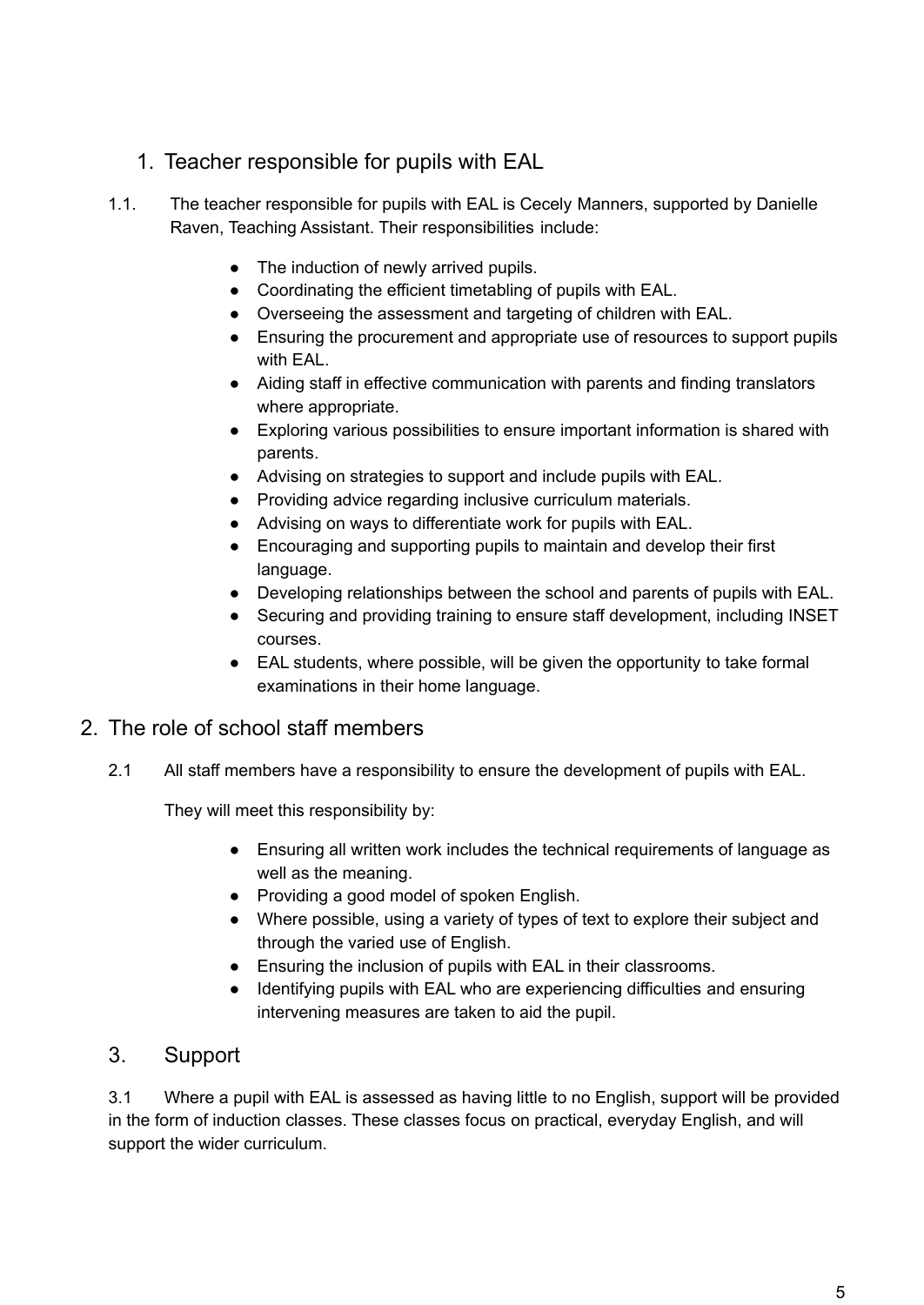## 1. Teacher responsible for pupils with EAL

1.1. The teacher responsible for pupils with EAL is Cecely Manners, supported by Danielle Raven, Teaching Assistant. Their responsibilities include:

- The induction of newly arrived pupils.
- Coordinating the efficient timetabling of pupils with EAL.
- Overseeing the assessment and targeting of children with EAL.
- Ensuring the procurement and appropriate use of resources to support pupils with EAL.
- Aiding staff in effective communication with parents and finding translators where appropriate.
- Exploring various possibilities to ensure important information is shared with parents.
- Advising on strategies to support and include pupils with EAL.
- Providing advice regarding inclusive curriculum materials.
- Advising on ways to differentiate work for pupils with EAL.
- Encouraging and supporting pupils to maintain and develop their first language.
- Developing relationships between the school and parents of pupils with EAL.
- Securing and providing training to ensure staff development, including INSET courses.
- EAL students, where possible, will be given the opportunity to take formal examinations in their home language.

## 2. The role of school staff members

2.1 All staff members have a responsibility to ensure the development of pupils with EAL.

They will meet this responsibility by:

- Ensuring all written work includes the technical requirements of language as well as the meaning.
- Providing a good model of spoken English.
- Where possible, using a variety of types of text to explore their subject and through the varied use of English.
- Ensuring the inclusion of pupils with EAL in their classrooms.
- Identifying pupils with EAL who are experiencing difficulties and ensuring intervening measures are taken to aid the pupil.

## 3. Support

3.1 Where a pupil with EAL is assessed as having little to no English, support will be provided in the form of induction classes. These classes focus on practical, everyday English, and will support the wider curriculum.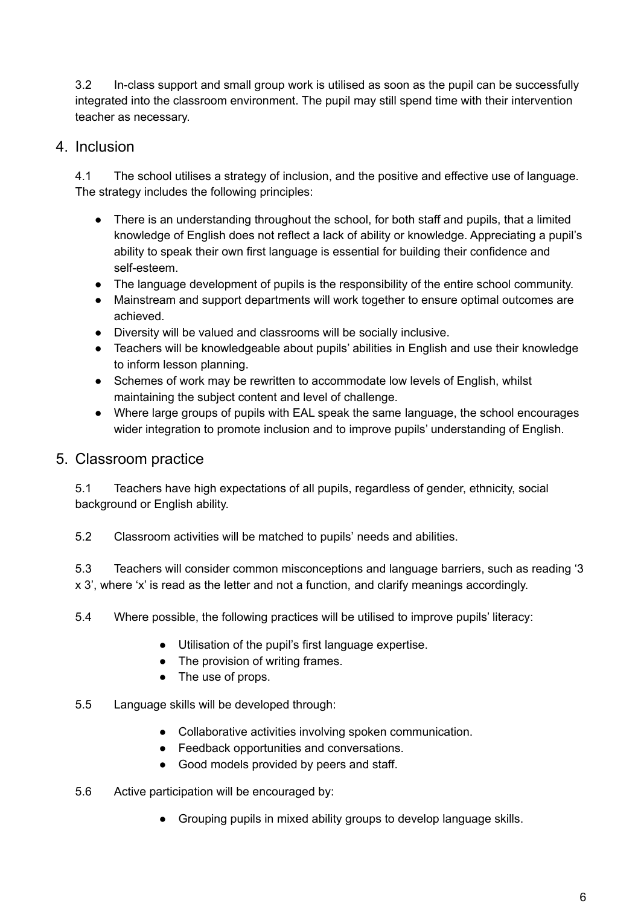3.2 In-class support and small group work is utilised as soon as the pupil can be successfully integrated into the classroom environment. The pupil may still spend time with their intervention teacher as necessary.

## 4. Inclusion

4.1 The school utilises a strategy of inclusion, and the positive and effective use of language. The strategy includes the following principles:

- There is an understanding throughout the school, for both staff and pupils, that a limited knowledge of English does not reflect a lack of ability or knowledge. Appreciating a pupil's ability to speak their own first language is essential for building their confidence and self-esteem.
- The language development of pupils is the responsibility of the entire school community.
- Mainstream and support departments will work together to ensure optimal outcomes are achieved.
- Diversity will be valued and classrooms will be socially inclusive.
- Teachers will be knowledgeable about pupils' abilities in English and use their knowledge to inform lesson planning.
- Schemes of work may be rewritten to accommodate low levels of English, whilst maintaining the subject content and level of challenge.
- Where large groups of pupils with EAL speak the same language, the school encourages wider integration to promote inclusion and to improve pupils' understanding of English.

## 5. Classroom practice

5.1 Teachers have high expectations of all pupils, regardless of gender, ethnicity, social background or English ability.

5.2 Classroom activities will be matched to pupils' needs and abilities.

5.3 Teachers will consider common misconceptions and language barriers, such as reading '3 x 3', where 'x' is read as the letter and not a function, and clarify meanings accordingly.

5.4 Where possible, the following practices will be utilised to improve pupils' literacy:

- Utilisation of the pupil's first language expertise.
- The provision of writing frames.
- The use of props.

5.5 Language skills will be developed through:

- Collaborative activities involving spoken communication.
- Feedback opportunities and conversations.
- Good models provided by peers and staff.

5.6 Active participation will be encouraged by:

- Grouping pupils in mixed ability groups to develop language skills.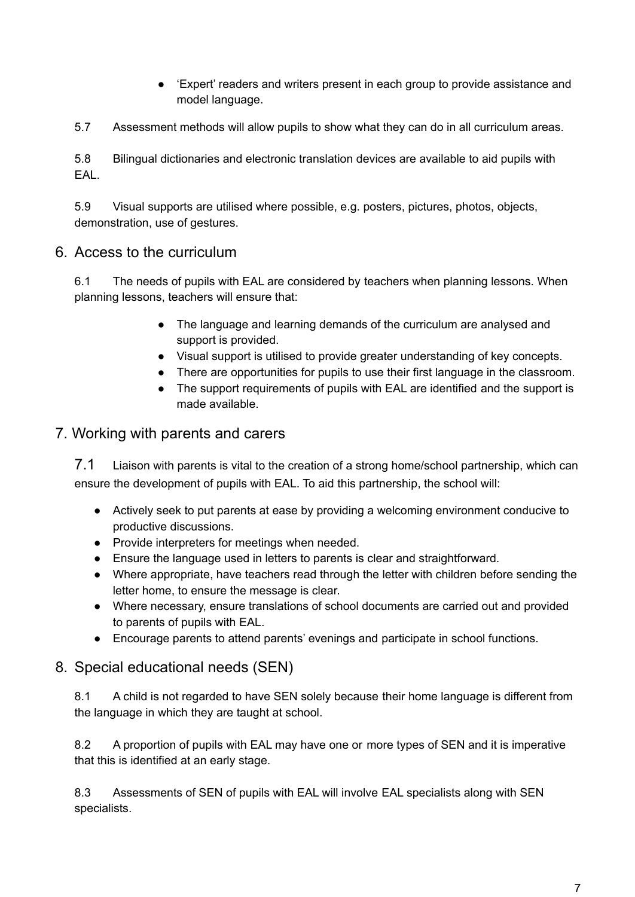- 'Expert' readers and writers present in each group to provide assistance and model language.

5.7 Assessment methods will allow pupils to show what they can do in all curriculum areas.

5.8 Bilingual dictionaries and electronic translation devices are available to aid pupils with EAL.

5.9 Visual supports are utilised where possible, e.g. posters, pictures, photos, objects, demonstration, use of gestures.

## 6. Access to the curriculum

6.1 The needs of pupils with EAL are considered by teachers when planning lessons. When planning lessons, teachers will ensure that:

- The language and learning demands of the curriculum are analysed and support is provided.
- Visual support is utilised to provide greater understanding of key concepts.
- There are opportunities for pupils to use their first language in the classroom.
- The support requirements of pupils with EAL are identified and the support is made available.

## 7. Working with parents and carers

7.1 Liaison with parents is vital to the creation of a strong home/school partnership, which can ensure the development of pupils with EAL. To aid this partnership, the school will:

- Actively seek to put parents at ease by providing a welcoming environment conducive to productive discussions.
- Provide interpreters for meetings when needed.
- Ensure the language used in letters to parents is clear and straightforward.
- Where appropriate, have teachers read through the letter with children before sending the letter home, to ensure the message is clear.
- Where necessary, ensure translations of school documents are carried out and provided to parents of pupils with EAL.
- Encourage parents to attend parents' evenings and participate in school functions.

## 8. Special educational needs (SEN)

8.1 A child is not regarded to have SEN solely because their home language is different from the language in which they are taught at school.

8.2 A proportion of pupils with EAL may have one or more types of SEN and it is imperative that this is identified at an early stage.

8.3 Assessments of SEN of pupils with EAL will involve EAL specialists along with SEN specialists.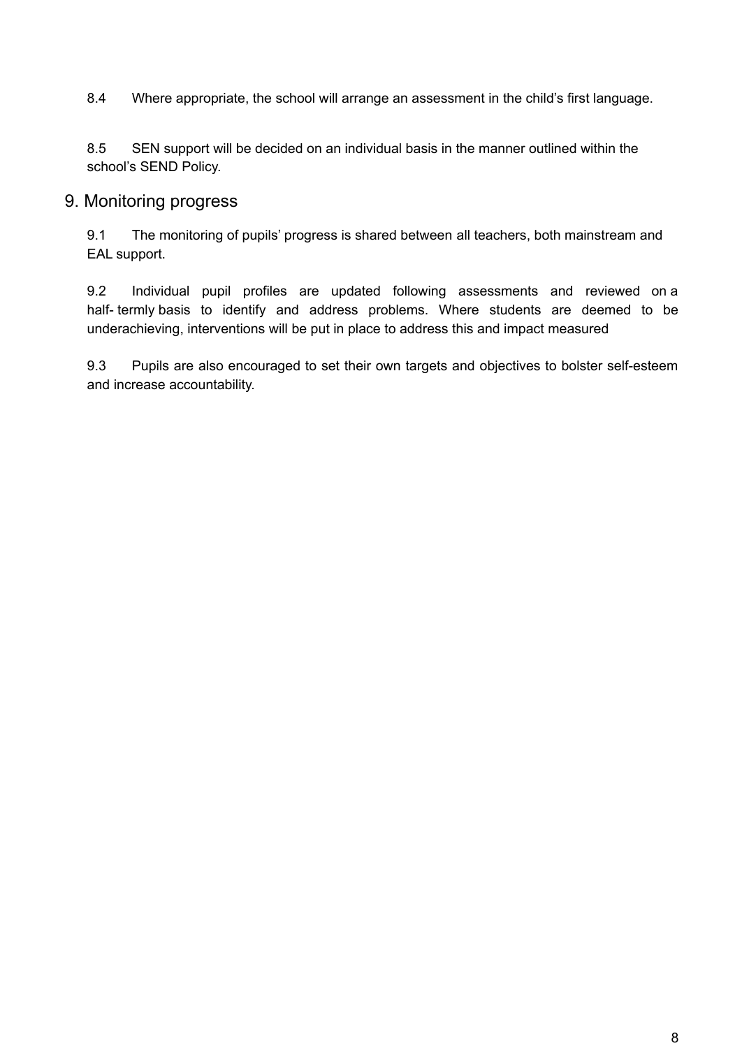8.4 Where appropriate, the school will arrange an assessment in the child's first language.

8.5 SEN support will be decided on an individual basis in the manner outlined within the school's SEND Policy.

## 9. Monitoring progress

9.1 The monitoring of pupils' progress is shared between all teachers, both mainstream and EAL support.

9.2 Individual pupil profiles are updated following assessments and reviewed on a half- termly basis to identify and address problems. Where students are deemed to be underachieving, interventions will be put in place to address this and impact measured

9.3 Pupils are also encouraged to set their own targets and objectives to bolster self-esteem and increase accountability.